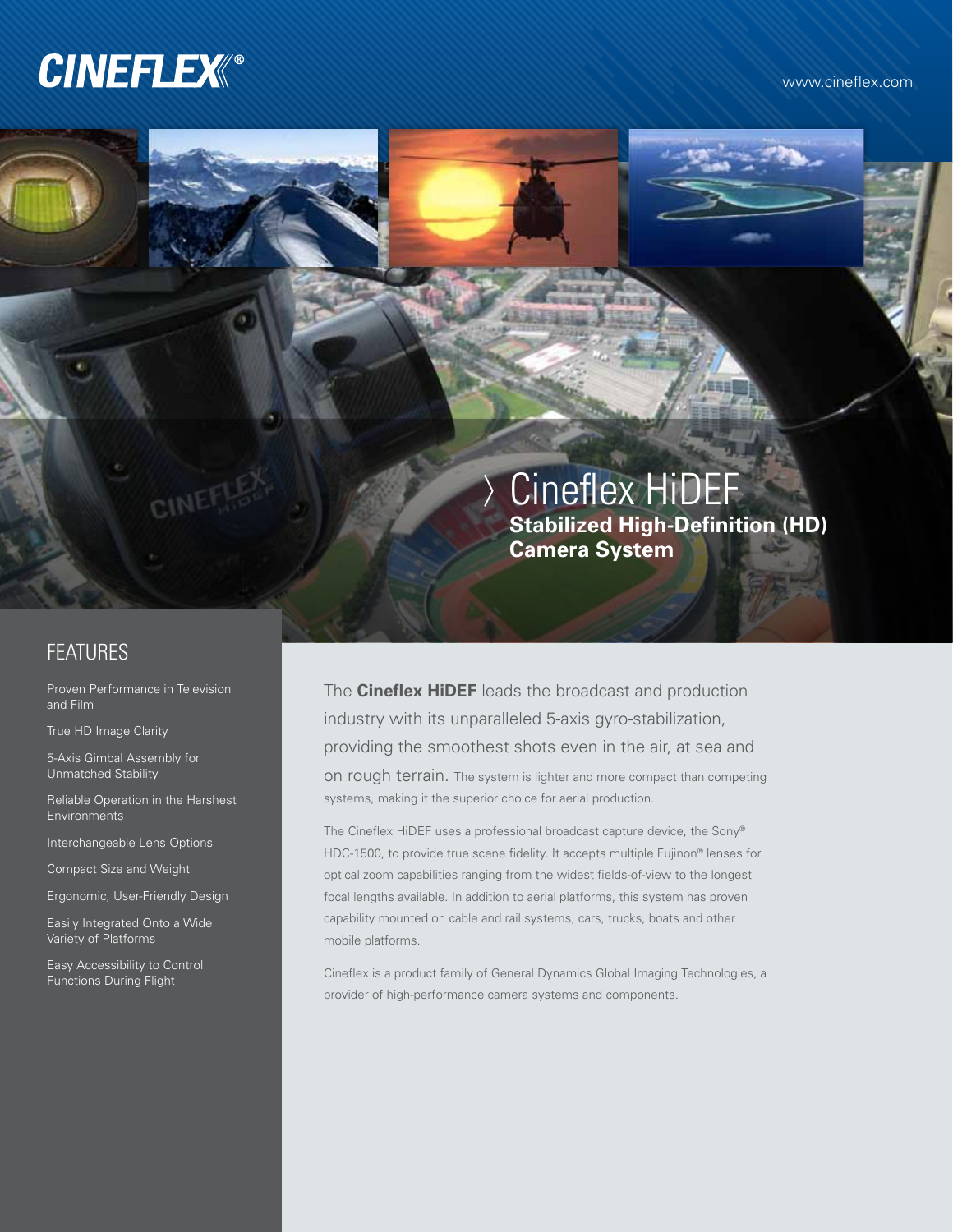# CINEFLEX®

www.cineflex.com

# Cineflex HiDEF

## Stabilized High-Definition (HD) Camera System

## FEATURES

Proven Performance in Television and Film

True HD Image Clarity

5-Axis Gimbal Assembly for Unmatched Stability

Reliable Operation in the Harshest Environments

Interchangeable Lens Options

Compact Size and Weight

Ergonomic, User-Friendly Design

Easily Integrated Onto a Wide Variety of Platforms

Easy Accessibility to Control Functions During Flight

The **Cineflex HiDEF** leads the broadcast and production industry with its unparalleled 5-axis gyro-stabilization, providing the smoothest shots even in the air, at sea and on rough terrain. The system is lighter and more compact than competing systems, making it the superior choice for aerial production.

The Cineflex HiDEF uses a professional broadcast capture device, the Sony® HDC-1500, to provide true scene fidelity. It accepts multiple Fujinon® lenses for optical zoom capabilities ranging from the widest fields-of-view to the longest focal lengths available. In addition to aerial platforms, this system has proven capability mounted on cable and rail systems, cars, trucks, boats and other mobile platforms.

Cineflex is a product family of General Dynamics Global Imaging Technologies, a provider of high-performance camera systems and components.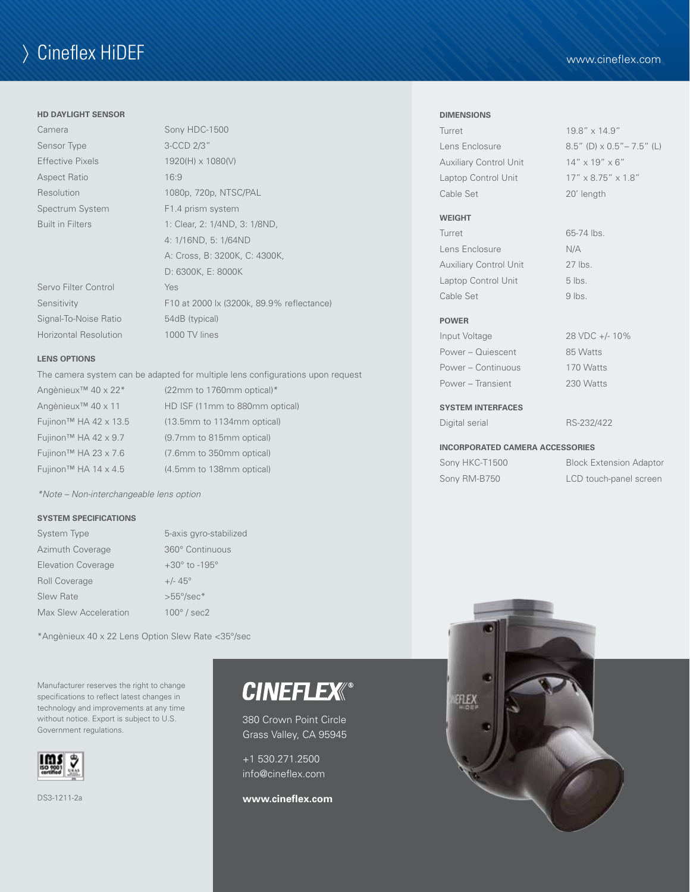# Cineflex HiDEF

www.cineflex.com

### HD DAYLIGHT SENSOR

| | |
|---|---|
| Camera | Sony HDC-1500 |
| Sensor Type | 3-CCD 2/3" |
| Effective Pixels | 1920(H) x 1080(V) |
| Aspect Ratio | 16:9 |
| Resolution | 1080p, 720p, NTSC/PAL |
| Spectrum System | F1.4 prism system |
| Built in Filters | 1: Clear, 2: 1/4ND, 3: 1/8ND, 4: 1/16ND, 5: 1/64ND<br>A: Cross, B: 3200K, C: 4300K, D: 6300K, E: 8000K |
| Servo Filter Control | Yes |
| Sensitivity | F10 at 2000 lx (3200k, 89.9% reflectance) |
| Signal-To-Noise Ratio | 54dB (typical) |
| Horizontal Resolution | 1000 TV lines |

### LENS OPTIONS

The camera system can be adapted for multiple lens configurations upon request

| | |
|---|---|
| Angènieux™ 40 x 22* | (22mm to 1760mm optical)* |
| Angènieux™ 40 x 11 | HD ISF (11mm to 880mm optical) |
| Fujinon™ HA 42 x 13.5 | (13.5mm to 1134mm optical) |
| Fujinon™ HA 42 x 9.7 | (9.7mm to 815mm optical) |
| Fujinon™ HA 23 x 7.6 | (7.6mm to 350mm optical) |
| Fujinon™ HA 14 x 4.5 | (4.5mm to 138mm optical) |

*\*Note – Non-interchangeable lens option*

### SYSTEM SPECIFICATIONS

| | |
|---|---|
| System Type | 5-axis gyro-stabilized |
| Azimuth Coverage | 360° Continuous |
| Elevation Coverage | +30° to -195° |
| Roll Coverage | +/- 45° |
| Slew Rate | >55°/sec* |
| Max Slew Acceleration | 100° / sec2 |

*Angènieux 40 x 22 Lens Option Slew Rate <35°/sec

### DIMENSIONS

| | |
|---|---|
| Turret | 19.8" x 14.9" |
| Lens Enclosure | 8.5" (D) x 0.5"– 7.5" (L) |
| Auxiliary Control Unit | 14" x 19" x 6" |
| Laptop Control Unit | 17" x 8.75" x 1.8" |
| Cable Set | 20' length |

### WEIGHT

| | |
|---|---|
| Turret | 65-74 lbs. |
| Lens Enclosure | N/A |
| Auxiliary Control Unit | 27 lbs. |
| Laptop Control Unit | 5 lbs. |
| Cable Set | 9 lbs. |

### POWER

| | |
|---|---|
| Input Voltage | 28 VDC +/- 10% |
| Power – Quiescent | 85 Watts |
| Power – Continuous | 170 Watts |
| Power – Transient | 230 Watts |

### SYSTEM INTERFACES

| | |
|---|---|
| Digital serial | RS-232/422 |

### INCORPORATED CAMERA ACCESSORIES

| | |
|---|---|
| Sony HKC-T1500 | Block Extension Adaptor |
| Sony RM-B750 | LCD touch-panel screen |

Manufacturer reserves the right to change specifications to reflect latest changes in technology and improvements at any time without notice. Export is subject to U.S. Government regulations.

DS3-1211-2a

**CINEFLEX®**

380 Crown Point Circle
Grass Valley, CA 95945

+1 530.271.2500
info@cineflex.com

**www.cineflex.com**